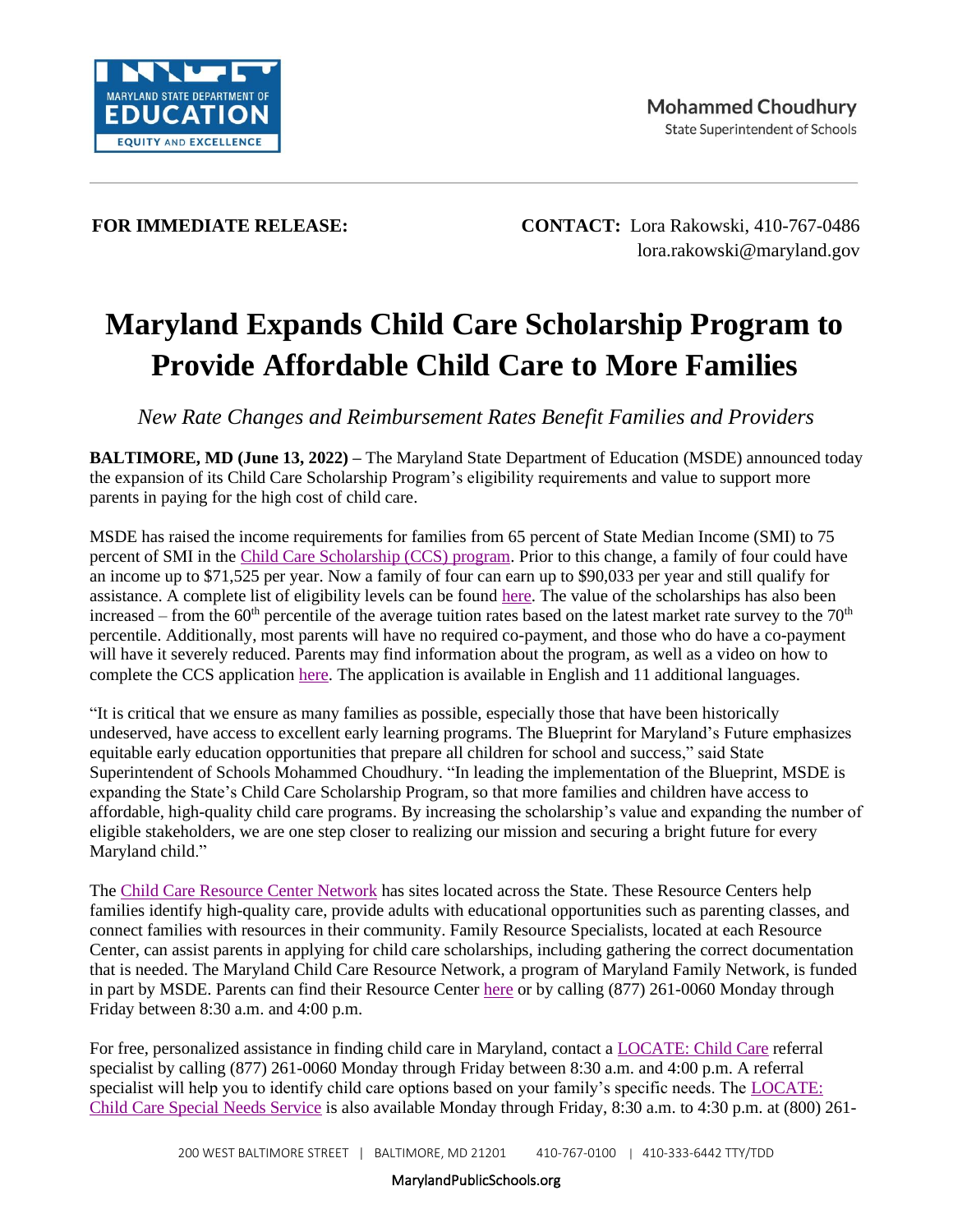MARYLAND STATE DEPARTMENT OF EDUCATION
EQUITY AND EXCELLENCE

**Mohammed Choudhury**
State Superintendent of Schools

**FOR IMMEDIATE RELEASE:**

**CONTACT:** Lora Rakowski, 410-767-0486
lora.rakowski@maryland.gov

# Maryland Expands Child Care Scholarship Program to Provide Affordable Child Care to More Families

*New Rate Changes and Reimbursement Rates Benefit Families and Providers*

**BALTIMORE, MD (June 13, 2022) –** The Maryland State Department of Education (MSDE) announced today the expansion of its Child Care Scholarship Program's eligibility requirements and value to support more parents in paying for the high cost of child care.

MSDE has raised the income requirements for families from 65 percent of State Median Income (SMI) to 75 percent of SMI in the Child Care Scholarship (CCS) program. Prior to this change, a family of four could have an income up to $71,525 per year. Now a family of four can earn up to $90,033 per year and still qualify for assistance. A complete list of eligibility levels can be found here. The value of the scholarships has also been increased – from the 60th percentile of the average tuition rates based on the latest market rate survey to the 70th percentile. Additionally, most parents will have no required co-payment, and those who do have a co-payment will have it severely reduced. Parents may find information about the program, as well as a video on how to complete the CCS application here. The application is available in English and 11 additional languages.

"It is critical that we ensure as many families as possible, especially those that have been historically undeserved, have access to excellent early learning programs. The Blueprint for Maryland's Future emphasizes equitable early education opportunities that prepare all children for school and success," said State Superintendent of Schools Mohammed Choudhury. "In leading the implementation of the Blueprint, MSDE is expanding the State's Child Care Scholarship Program, so that more families and children have access to affordable, high-quality child care programs. By increasing the scholarship's value and expanding the number of eligible stakeholders, we are one step closer to realizing our mission and securing a bright future for every Maryland child."

The Child Care Resource Center Network has sites located across the State. These Resource Centers help families identify high-quality care, provide adults with educational opportunities such as parenting classes, and connect families with resources in their community. Family Resource Specialists, located at each Resource Center, can assist parents in applying for child care scholarships, including gathering the correct documentation that is needed. The Maryland Child Care Resource Network, a program of Maryland Family Network, is funded in part by MSDE. Parents can find their Resource Center here or by calling (877) 261-0060 Monday through Friday between 8:30 a.m. and 4:00 p.m.

For free, personalized assistance in finding child care in Maryland, contact a LOCATE: Child Care referral specialist by calling (877) 261-0060 Monday through Friday between 8:30 a.m. and 4:00 p.m. A referral specialist will help you to identify child care options based on your family's specific needs. The LOCATE: Child Care Special Needs Service is also available Monday through Friday, 8:30 a.m. to 4:30 p.m. at (800) 261-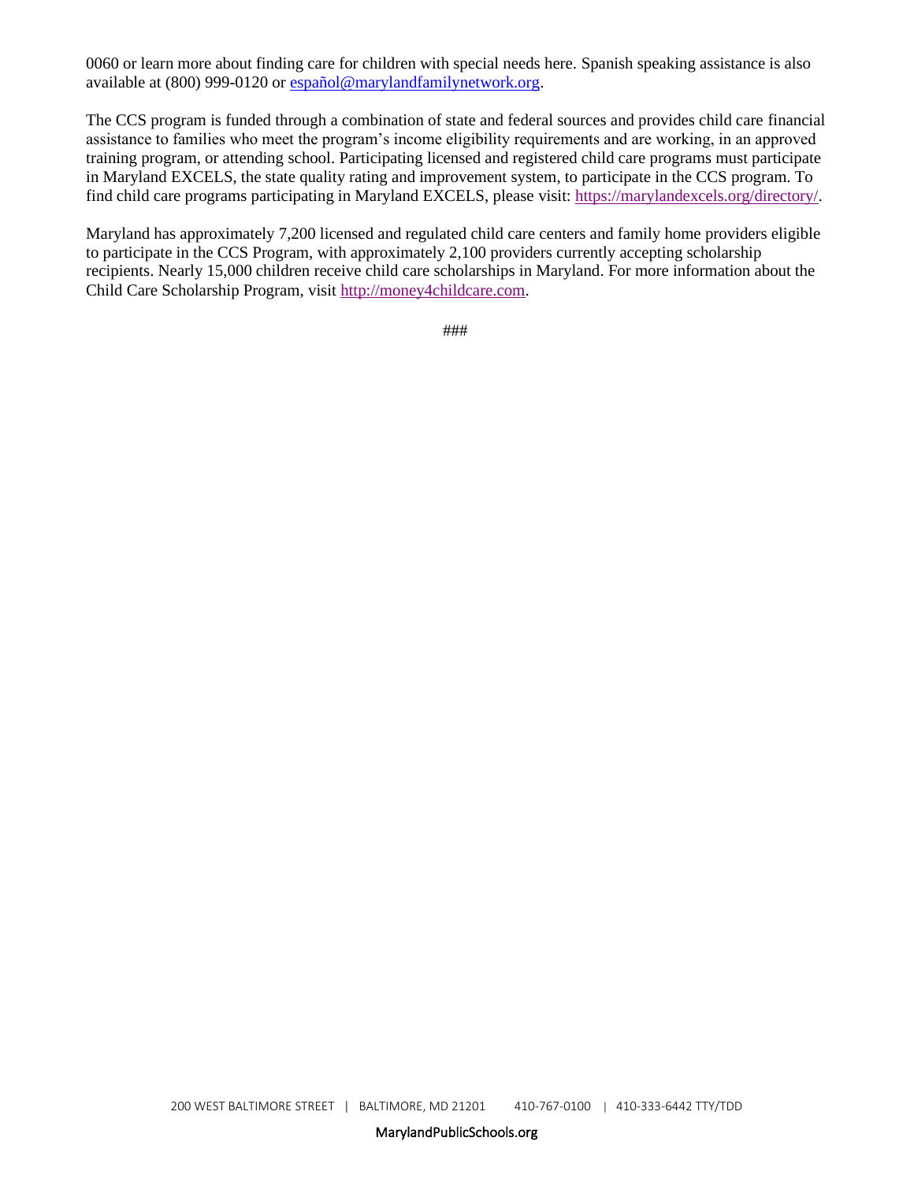0060 or learn more about finding care for children with special needs here. Spanish speaking assistance is also available at (800) 999-0120 or español@marylandfamilynetwork.org.

The CCS program is funded through a combination of state and federal sources and provides child care financial assistance to families who meet the program's income eligibility requirements and are working, in an approved training program, or attending school. Participating licensed and registered child care programs must participate in Maryland EXCELS, the state quality rating and improvement system, to participate in the CCS program. To find child care programs participating in Maryland EXCELS, please visit: https://marylandexcels.org/directory/.

Maryland has approximately 7,200 licensed and regulated child care centers and family home providers eligible to participate in the CCS Program, with approximately 2,100 providers currently accepting scholarship recipients. Nearly 15,000 children receive child care scholarships in Maryland. For more information about the Child Care Scholarship Program, visit http://money4childcare.com.

###